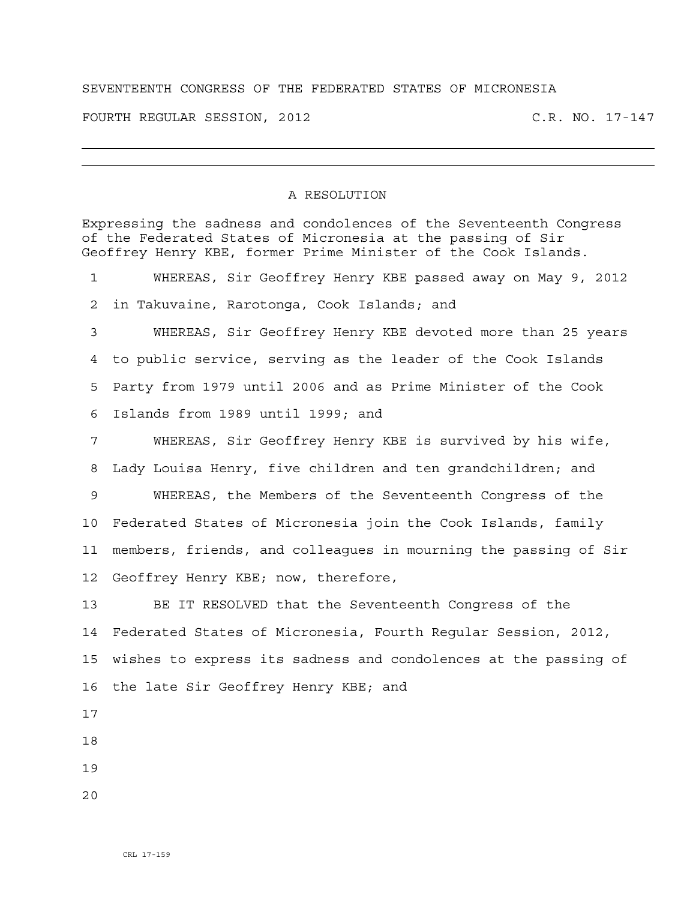SEVENTEENTH CONGRESS OF THE FEDERATED STATES OF MICRONESIA

FOURTH REGULAR SESSION, 2012 C.R. NO. 17-147

---

# A RESOLUTION

Expressing the sadness and condolences of the Seventeenth Congress of the Federated States of Micronesia at the passing of Sir Geoffrey Henry KBE, former Prime Minister of the Cook Islands.

WHEREAS, Sir Geoffrey Henry KBE passed away on May 9, 2012 in Takuvaine, Rarotonga, Cook Islands; and

WHEREAS, Sir Geoffrey Henry KBE devoted more than 25 years to public service, serving as the leader of the Cook Islands Party from 1979 until 2006 and as Prime Minister of the Cook Islands from 1989 until 1999; and

WHEREAS, Sir Geoffrey Henry KBE is survived by his wife, Lady Louisa Henry, five children and ten grandchildren; and

WHEREAS, the Members of the Seventeenth Congress of the Federated States of Micronesia join the Cook Islands, family members, friends, and colleagues in mourning the passing of Sir Geoffrey Henry KBE; now, therefore,

BE IT RESOLVED that the Seventeenth Congress of the Federated States of Micronesia, Fourth Regular Session, 2012, wishes to express its sadness and condolences at the passing of the late Sir Geoffrey Henry KBE; and

CRL 17-159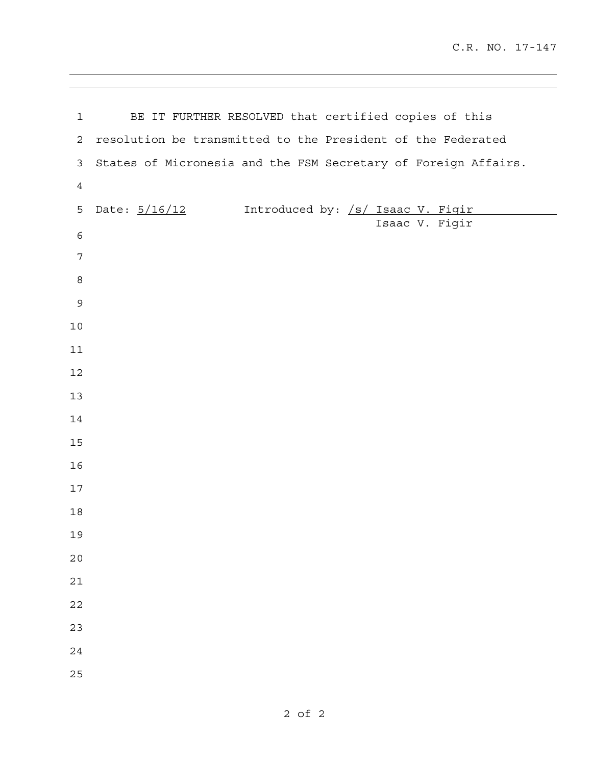BE IT FURTHER RESOLVED that certified copies of this resolution be transmitted to the President of the Federated States of Micronesia and the FSM Secretary of Foreign Affairs.

Date: 5/16/12

Introduced by: /s/ Isaac V. Figir  
Isaac V. Figir